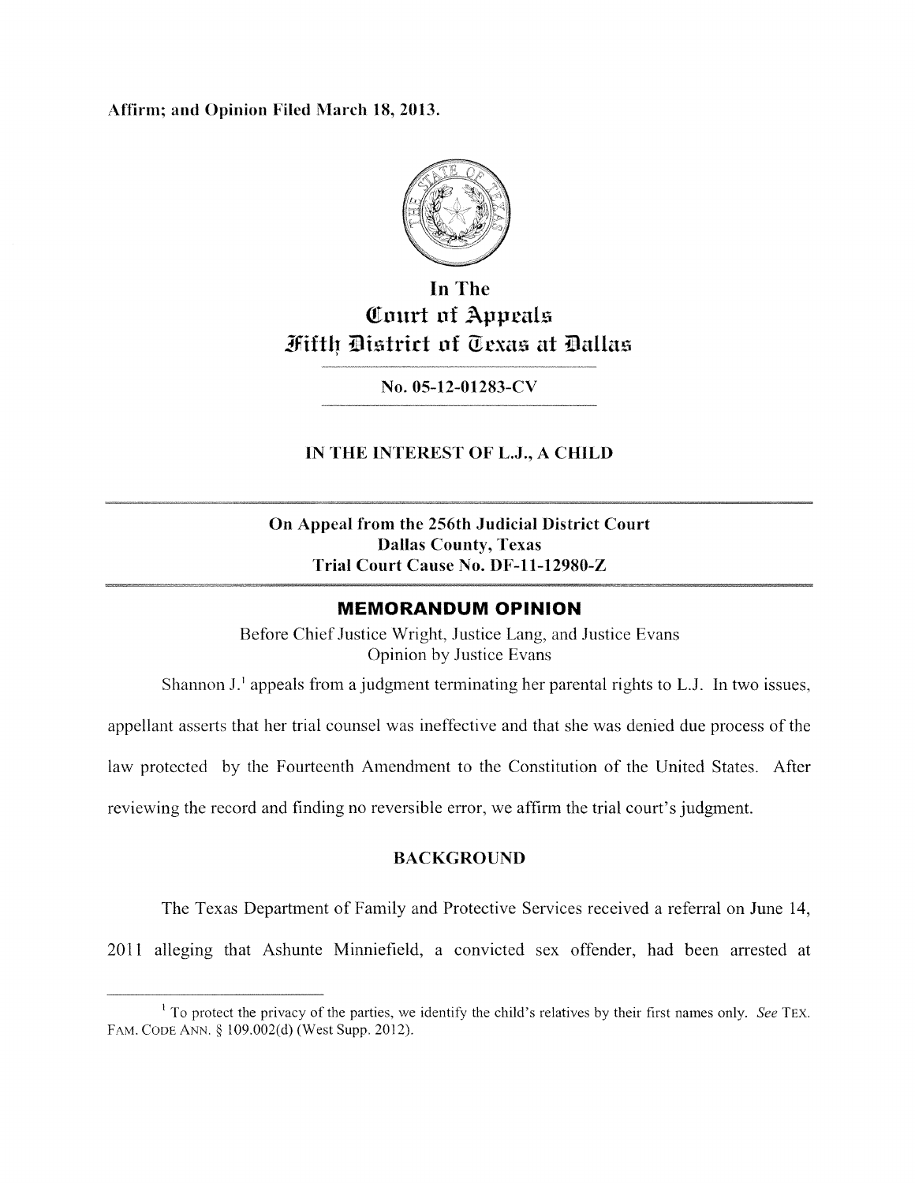Affirm; and Opinion Filed March 18, 2013.

# In The
# Court of Appeals
# Fifth District of Texas at Dallas

No. 05-12-01283-CV

## IN THE INTEREST OF L.J., A CHILD

**On Appeal from the 256th Judicial District Court**
**Dallas County, Texas**
**Trial Court Cause No. DF-11-12980-Z**

## MEMORANDUM OPINION

Before Chief Justice Wright, Justice Lang, and Justice Evans
Opinion by Justice Evans

Shannon J.[1] appeals from a judgment terminating her parental rights to L.J. In two issues, appellant asserts that her trial counsel was ineffective and that she was denied due process of the law protected by the Fourteenth Amendment to the Constitution of the United States. After reviewing the record and finding no reversible error, we affirm the trial court's judgment.

### BACKGROUND

The Texas Department of Family and Protective Services received a referral on June 14, 2011 alleging that Ashunte Minniefield, a convicted sex offender, had been arrested at

[1] To protect the privacy of the parties, we identify the child's relatives by their first names only. *See* TEX. FAM. CODE ANN. § 109.002(d) (West Supp. 2012).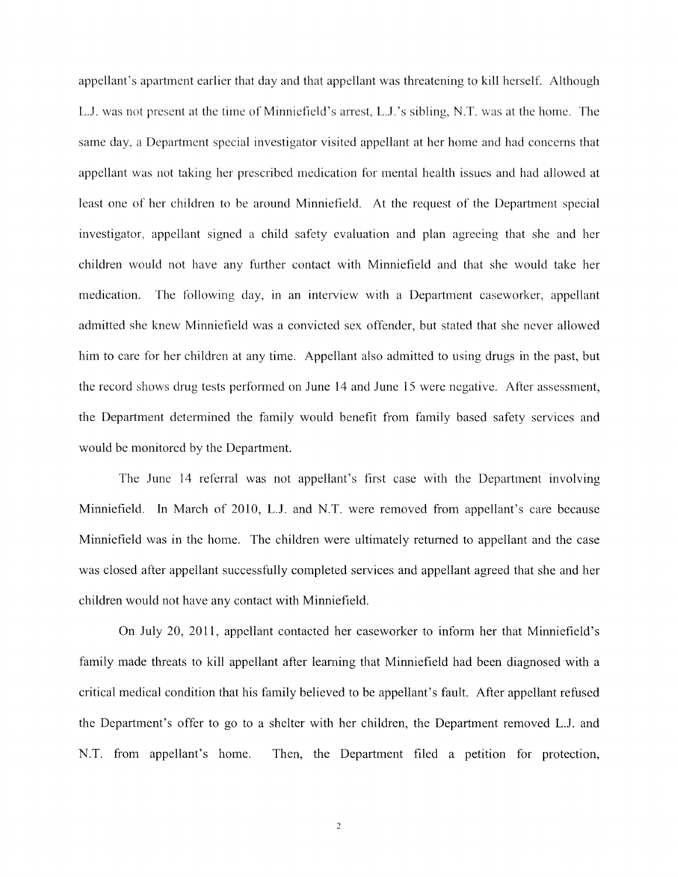appellant's apartment earlier that day and that appellant was threatening to kill herself. Although L.J. was not present at the time of Minniefield's arrest, L.J.'s sibling, N.T. was at the home. The same day, a Department special investigator visited appellant at her home and had concerns that appellant was not taking her prescribed medication for mental health issues and had allowed at least one of her children to be around Minniefield. At the request of the Department special investigator, appellant signed a child safety evaluation and plan agreeing that she and her children would not have any further contact with Minniefield and that she would take her medication. The following day, in an interview with a Department caseworker, appellant admitted she knew Minniefield was a convicted sex offender, but stated that she never allowed him to care for her children at any time. Appellant also admitted to using drugs in the past, but the record shows drug tests performed on June 14 and June 15 were negative. After assessment, the Department determined the family would benefit from family based safety services and would be monitored by the Department.

The June 14 referral was not appellant's first case with the Department involving Minniefield. In March of 2010, L.J. and N.T. were removed from appellant's care because Minniefield was in the home. The children were ultimately returned to appellant and the case was closed after appellant successfully completed services and appellant agreed that she and her children would not have any contact with Minniefield.

On July 20, 2011, appellant contacted her caseworker to inform her that Minniefield's family made threats to kill appellant after learning that Minniefield had been diagnosed with a critical medical condition that his family believed to be appellant's fault. After appellant refused the Department's offer to go to a shelter with her children, the Department removed L.J. and N.T. from appellant's home. Then, the Department filed a petition for protection,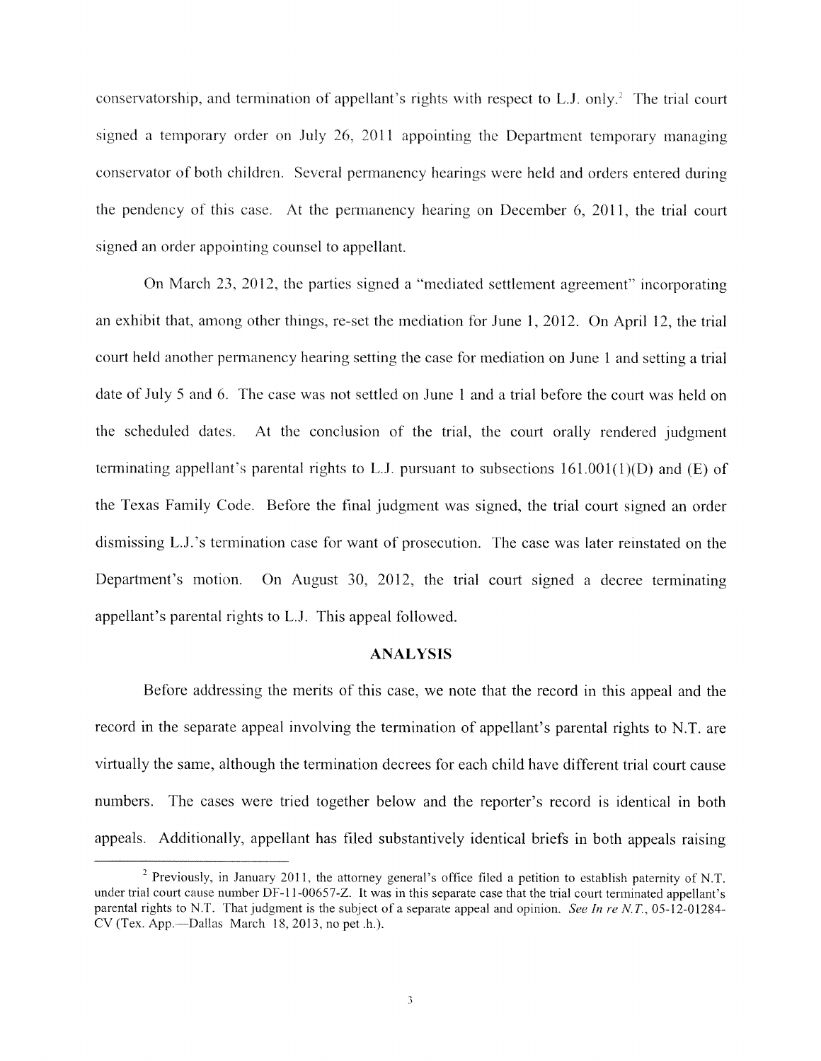conservatorship, and termination of appellant's rights with respect to L.J. only.[2] The trial court signed a temporary order on July 26, 2011 appointing the Department temporary managing conservator of both children. Several permanency hearings were held and orders entered during the pendency of this case. At the permanency hearing on December 6, 2011, the trial court signed an order appointing counsel to appellant.

On March 23, 2012, the parties signed a "mediated settlement agreement" incorporating an exhibit that, among other things, re-set the mediation for June 1, 2012. On April 12, the trial court held another permanency hearing setting the case for mediation on June 1 and setting a trial date of July 5 and 6. The case was not settled on June 1 and a trial before the court was held on the scheduled dates. At the conclusion of the trial, the court orally rendered judgment terminating appellant's parental rights to L.J. pursuant to subsections 161.001(1)(D) and (E) of the Texas Family Code. Before the final judgment was signed, the trial court signed an order dismissing L.J.'s termination case for want of prosecution. The case was later reinstated on the Department's motion. On August 30, 2012, the trial court signed a decree terminating appellant's parental rights to L.J. This appeal followed.

## ANALYSIS

Before addressing the merits of this case, we note that the record in this appeal and the record in the separate appeal involving the termination of appellant's parental rights to N.T. are virtually the same, although the termination decrees for each child have different trial court cause numbers. The cases were tried together below and the reporter's record is identical in both appeals. Additionally, appellant has filed substantively identical briefs in both appeals raising

---

[2] Previously, in January 2011, the attorney general's office filed a petition to establish paternity of N.T. under trial court cause number DF-11-00657-Z. It was in this separate case that the trial court terminated appellant's parental rights to N.T. That judgment is the subject of a separate appeal and opinion. *See In re N.T.*, 05-12-01284-CV (Tex. App.—Dallas March 18, 2013, no pet .h.).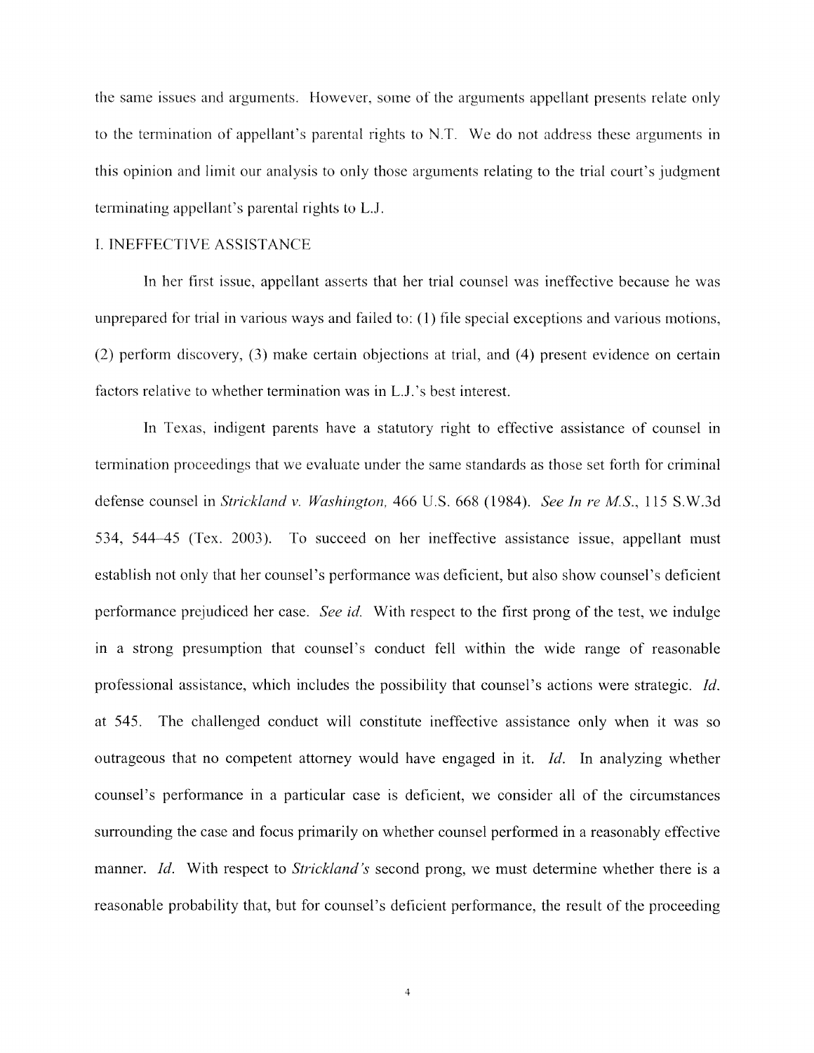the same issues and arguments. However, some of the arguments appellant presents relate only to the termination of appellant's parental rights to N.T. We do not address these arguments in this opinion and limit our analysis to only those arguments relating to the trial court's judgment terminating appellant's parental rights to L.J.

## I. INEFFECTIVE ASSISTANCE

In her first issue, appellant asserts that her trial counsel was ineffective because he was unprepared for trial in various ways and failed to: (1) file special exceptions and various motions, (2) perform discovery, (3) make certain objections at trial, and (4) present evidence on certain factors relative to whether termination was in L.J.'s best interest.

In Texas, indigent parents have a statutory right to effective assistance of counsel in termination proceedings that we evaluate under the same standards as those set forth for criminal defense counsel in *Strickland v. Washington*, 466 U.S. 668 (1984). *See In re M.S.*, 115 S.W.3d 534, 544–45 (Tex. 2003). To succeed on her ineffective assistance issue, appellant must establish not only that her counsel's performance was deficient, but also show counsel's deficient performance prejudiced her case. *See id.* With respect to the first prong of the test, we indulge in a strong presumption that counsel's conduct fell within the wide range of reasonable professional assistance, which includes the possibility that counsel's actions were strategic. *Id.* at 545. The challenged conduct will constitute ineffective assistance only when it was so outrageous that no competent attorney would have engaged in it. *Id.* In analyzing whether counsel's performance in a particular case is deficient, we consider all of the circumstances surrounding the case and focus primarily on whether counsel performed in a reasonably effective manner. *Id.* With respect to *Strickland's* second prong, we must determine whether there is a reasonable probability that, but for counsel's deficient performance, the result of the proceeding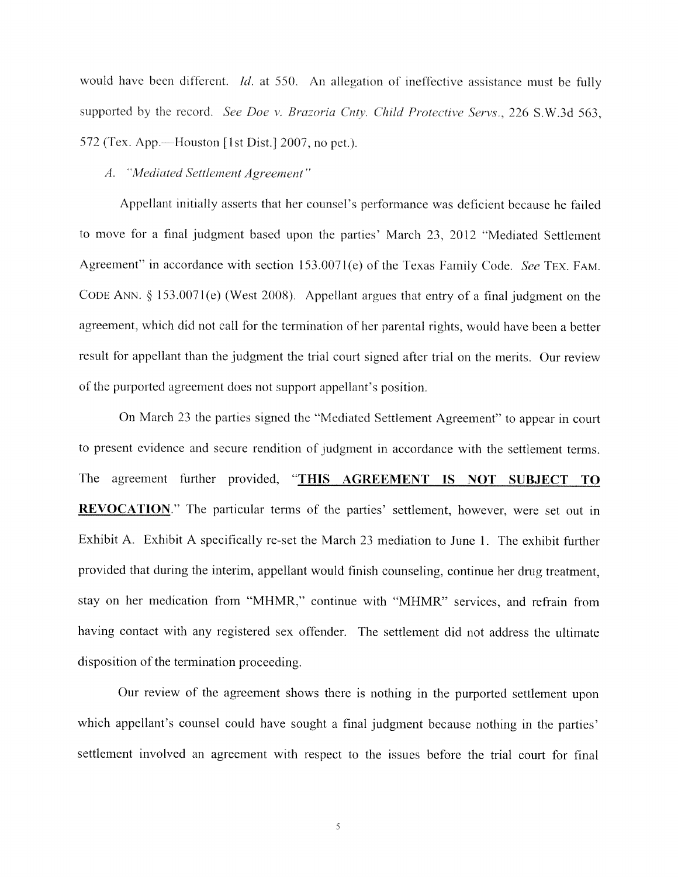would have been different. *Id.* at 550. An allegation of ineffective assistance must be fully supported by the record. *See Doe v. Brazoria Cnty. Child Protective Servs.*, 226 S.W.3d 563, 572 (Tex. App.—Houston [1st Dist.] 2007, no pet.).

*A. "Mediated Settlement Agreement"*

Appellant initially asserts that her counsel's performance was deficient because he failed to move for a final judgment based upon the parties' March 23, 2012 "Mediated Settlement Agreement" in accordance with section 153.0071(e) of the Texas Family Code. *See* TEX. FAM. CODE ANN. § 153.0071(e) (West 2008). Appellant argues that entry of a final judgment on the agreement, which did not call for the termination of her parental rights, would have been a better result for appellant than the judgment the trial court signed after trial on the merits. Our review of the purported agreement does not support appellant's position.

On March 23 the parties signed the "Mediated Settlement Agreement" to appear in court to present evidence and secure rendition of judgment in accordance with the settlement terms. The agreement further provided, "**THIS AGREEMENT IS NOT SUBJECT TO REVOCATION**." The particular terms of the parties' settlement, however, were set out in Exhibit A. Exhibit A specifically re-set the March 23 mediation to June 1. The exhibit further provided that during the interim, appellant would finish counseling, continue her drug treatment, stay on her medication from "MHMR," continue with "MHMR" services, and refrain from having contact with any registered sex offender. The settlement did not address the ultimate disposition of the termination proceeding.

Our review of the agreement shows there is nothing in the purported settlement upon which appellant's counsel could have sought a final judgment because nothing in the parties' settlement involved an agreement with respect to the issues before the trial court for final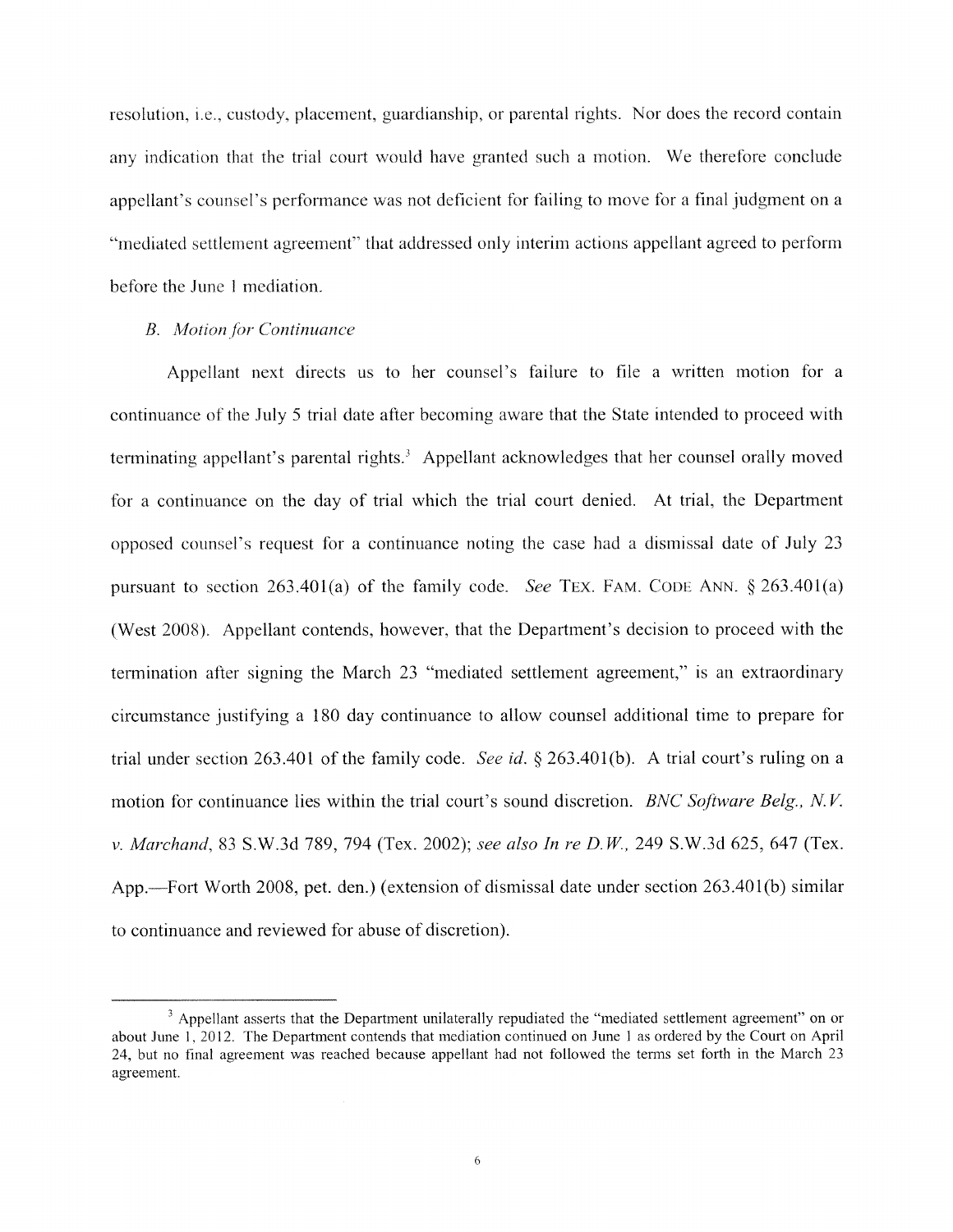resolution, i.e., custody, placement, guardianship, or parental rights. Nor does the record contain any indication that the trial court would have granted such a motion. We therefore conclude appellant's counsel's performance was not deficient for failing to move for a final judgment on a "mediated settlement agreement" that addressed only interim actions appellant agreed to perform before the June 1 mediation.

*B. Motion for Continuance*

Appellant next directs us to her counsel's failure to file a written motion for a continuance of the July 5 trial date after becoming aware that the State intended to proceed with terminating appellant's parental rights.[3] Appellant acknowledges that her counsel orally moved for a continuance on the day of trial which the trial court denied. At trial, the Department opposed counsel's request for a continuance noting the case had a dismissal date of July 23 pursuant to section 263.401(a) of the family code. *See* TEX. FAM. CODE ANN. § 263.401(a) (West 2008). Appellant contends, however, that the Department's decision to proceed with the termination after signing the March 23 "mediated settlement agreement," is an extraordinary circumstance justifying a 180 day continuance to allow counsel additional time to prepare for trial under section 263.401 of the family code. *See id.* § 263.401(b). A trial court's ruling on a motion for continuance lies within the trial court's sound discretion. *BNC Software Belg., N.V. v. Marchand*, 83 S.W.3d 789, 794 (Tex. 2002); *see also In re D.W.*, 249 S.W.3d 625, 647 (Tex. App.—Fort Worth 2008, pet. den.) (extension of dismissal date under section 263.401(b) similar to continuance and reviewed for abuse of discretion).

---

[3] Appellant asserts that the Department unilaterally repudiated the "mediated settlement agreement" on or about June 1, 2012. The Department contends that mediation continued on June 1 as ordered by the Court on April 24, but no final agreement was reached because appellant had not followed the terms set forth in the March 23 agreement.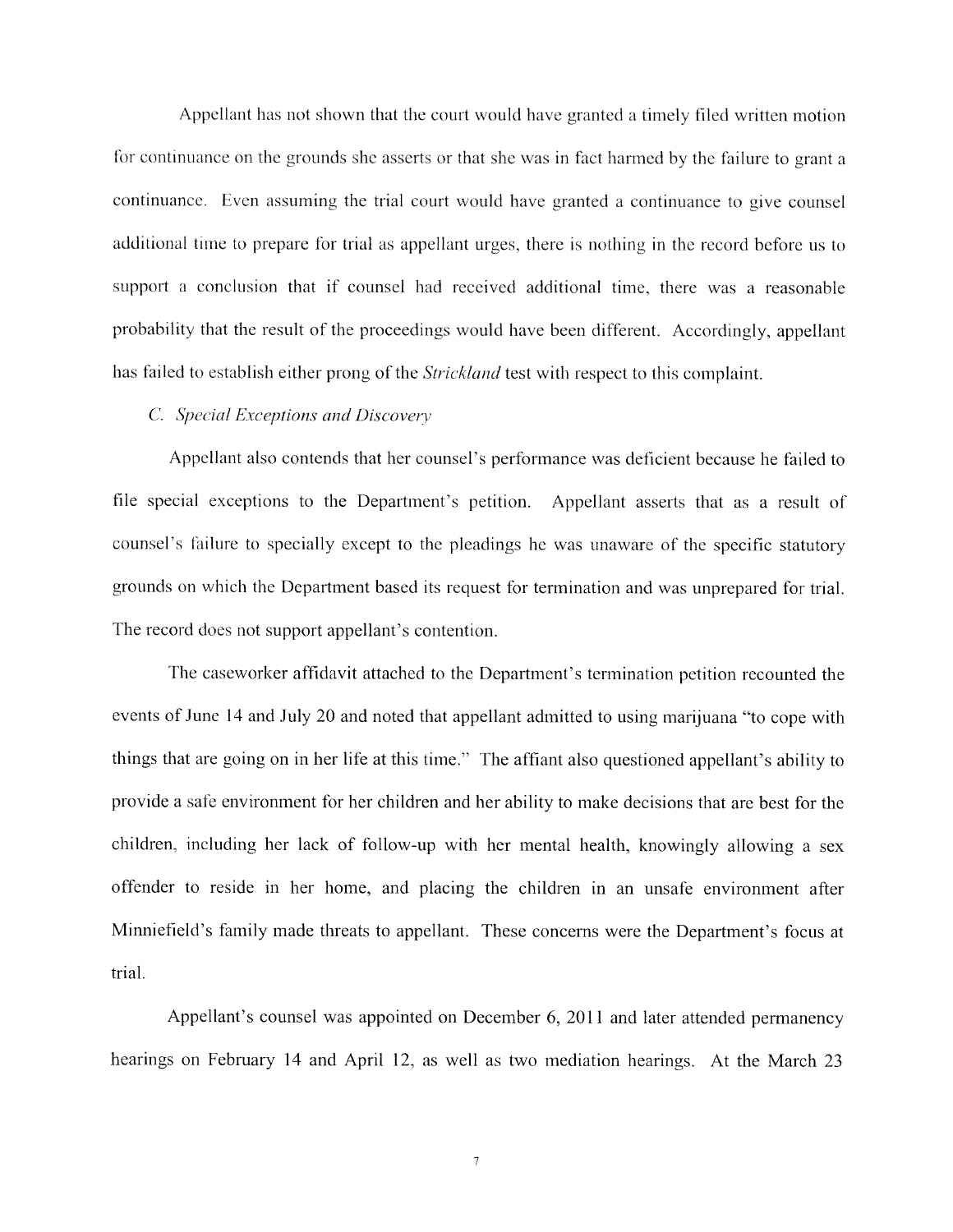Appellant has not shown that the court would have granted a timely filed written motion for continuance on the grounds she asserts or that she was in fact harmed by the failure to grant a continuance. Even assuming the trial court would have granted a continuance to give counsel additional time to prepare for trial as appellant urges, there is nothing in the record before us to support a conclusion that if counsel had received additional time, there was a reasonable probability that the result of the proceedings would have been different. Accordingly, appellant has failed to establish either prong of the *Strickland* test with respect to this complaint.

*C. Special Exceptions and Discovery*

Appellant also contends that her counsel's performance was deficient because he failed to file special exceptions to the Department's petition. Appellant asserts that as a result of counsel's failure to specially except to the pleadings he was unaware of the specific statutory grounds on which the Department based its request for termination and was unprepared for trial. The record does not support appellant's contention.

The caseworker affidavit attached to the Department's termination petition recounted the events of June 14 and July 20 and noted that appellant admitted to using marijuana "to cope with things that are going on in her life at this time." The affiant also questioned appellant's ability to provide a safe environment for her children and her ability to make decisions that are best for the children, including her lack of follow-up with her mental health, knowingly allowing a sex offender to reside in her home, and placing the children in an unsafe environment after Minniefield's family made threats to appellant. These concerns were the Department's focus at trial.

Appellant's counsel was appointed on December 6, 2011 and later attended permanency hearings on February 14 and April 12, as well as two mediation hearings. At the March 23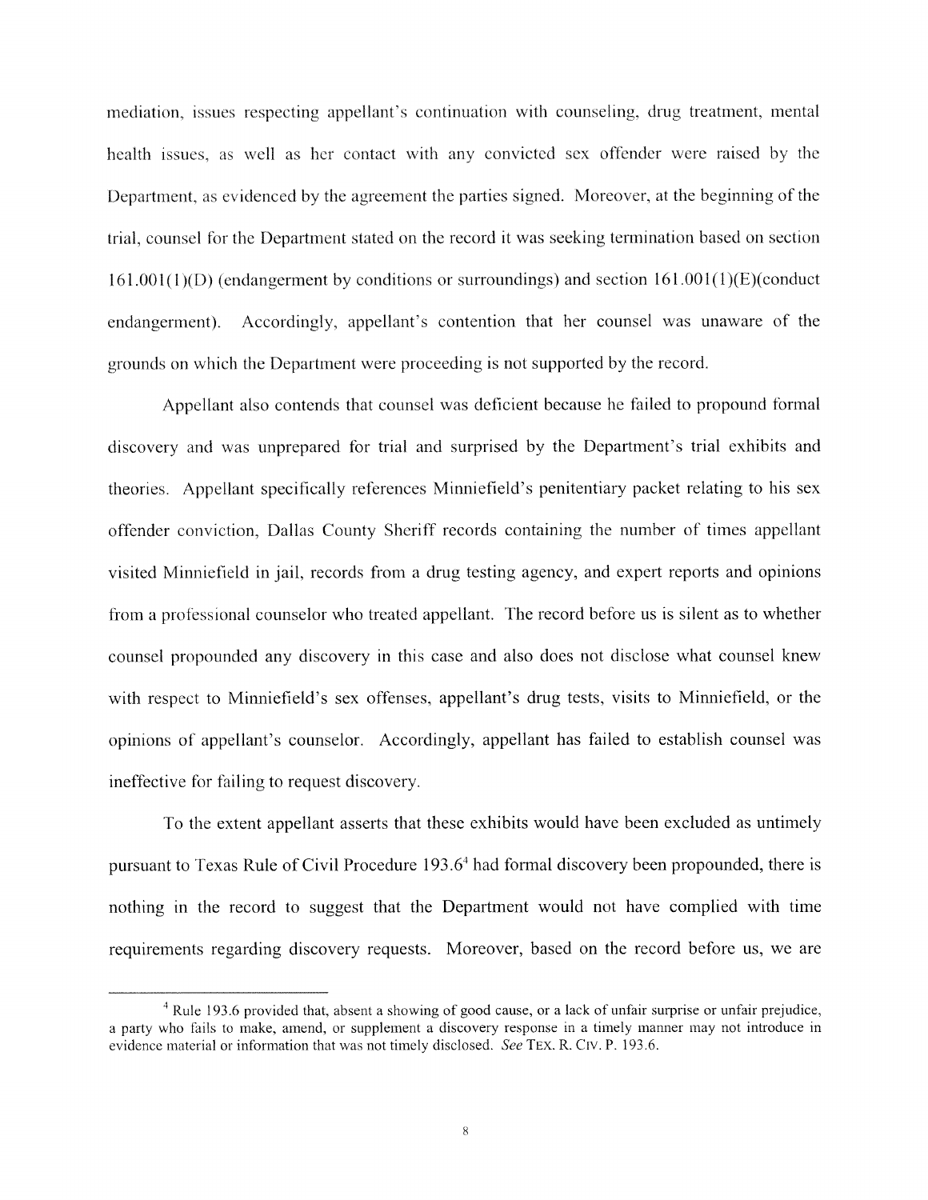mediation, issues respecting appellant's continuation with counseling, drug treatment, mental health issues, as well as her contact with any convicted sex offender were raised by the Department, as evidenced by the agreement the parties signed. Moreover, at the beginning of the trial, counsel for the Department stated on the record it was seeking termination based on section 161.001(1)(D) (endangerment by conditions or surroundings) and section 161.001(1)(E)(conduct endangerment). Accordingly, appellant's contention that her counsel was unaware of the grounds on which the Department were proceeding is not supported by the record.

Appellant also contends that counsel was deficient because he failed to propound formal discovery and was unprepared for trial and surprised by the Department's trial exhibits and theories. Appellant specifically references Minniefield's penitentiary packet relating to his sex offender conviction, Dallas County Sheriff records containing the number of times appellant visited Minniefield in jail, records from a drug testing agency, and expert reports and opinions from a professional counselor who treated appellant. The record before us is silent as to whether counsel propounded any discovery in this case and also does not disclose what counsel knew with respect to Minniefield's sex offenses, appellant's drug tests, visits to Minniefield, or the opinions of appellant's counselor. Accordingly, appellant has failed to establish counsel was ineffective for failing to request discovery.

To the extent appellant asserts that these exhibits would have been excluded as untimely pursuant to Texas Rule of Civil Procedure 193.6[4] had formal discovery been propounded, there is nothing in the record to suggest that the Department would not have complied with time requirements regarding discovery requests. Moreover, based on the record before us, we are

---

[4] Rule 193.6 provided that, absent a showing of good cause, or a lack of unfair surprise or unfair prejudice, a party who fails to make, amend, or supplement a discovery response in a timely manner may not introduce in evidence material or information that was not timely disclosed. *See* TEX. R. CIV. P. 193.6.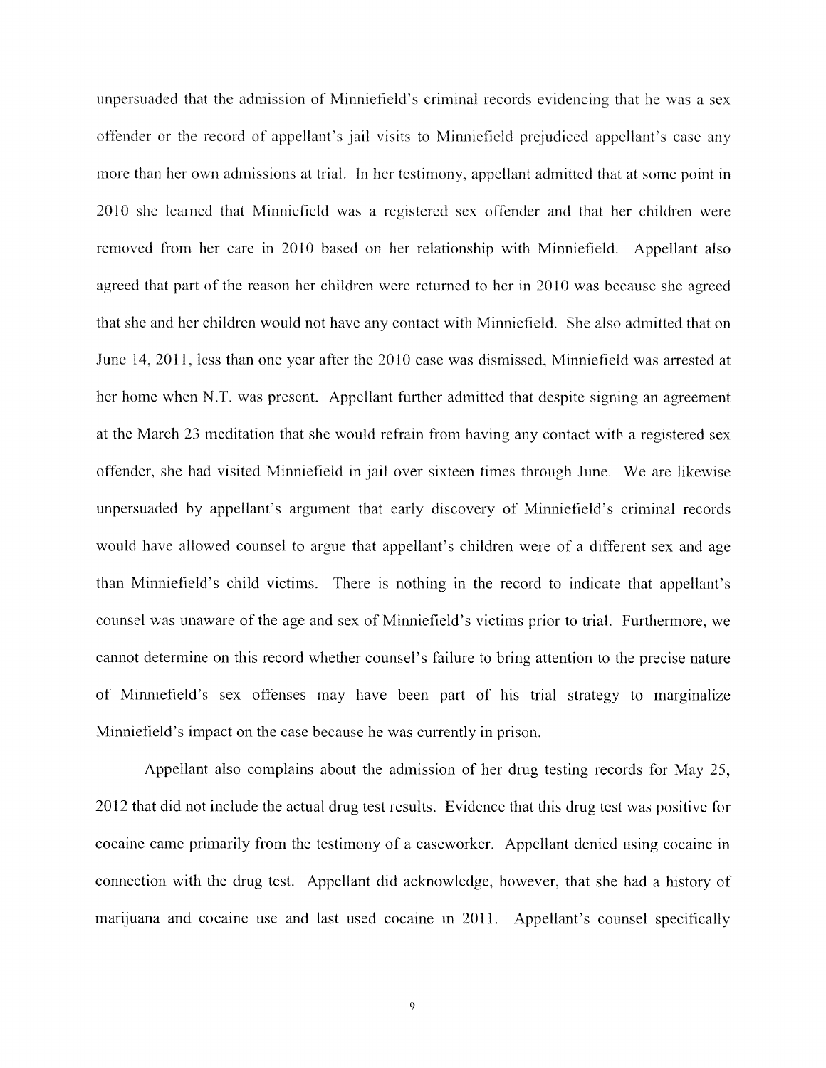unpersuaded that the admission of Minniefield's criminal records evidencing that he was a sex offender or the record of appellant's jail visits to Minniefield prejudiced appellant's case any more than her own admissions at trial. In her testimony, appellant admitted that at some point in 2010 she learned that Minniefield was a registered sex offender and that her children were removed from her care in 2010 based on her relationship with Minniefield. Appellant also agreed that part of the reason her children were returned to her in 2010 was because she agreed that she and her children would not have any contact with Minniefield. She also admitted that on June 14, 2011, less than one year after the 2010 case was dismissed, Minniefield was arrested at her home when N.T. was present. Appellant further admitted that despite signing an agreement at the March 23 meditation that she would refrain from having any contact with a registered sex offender, she had visited Minniefield in jail over sixteen times through June. We are likewise unpersuaded by appellant's argument that early discovery of Minniefield's criminal records would have allowed counsel to argue that appellant's children were of a different sex and age than Minniefield's child victims. There is nothing in the record to indicate that appellant's counsel was unaware of the age and sex of Minniefield's victims prior to trial. Furthermore, we cannot determine on this record whether counsel's failure to bring attention to the precise nature of Minniefield's sex offenses may have been part of his trial strategy to marginalize Minniefield's impact on the case because he was currently in prison.

Appellant also complains about the admission of her drug testing records for May 25, 2012 that did not include the actual drug test results. Evidence that this drug test was positive for cocaine came primarily from the testimony of a caseworker. Appellant denied using cocaine in connection with the drug test. Appellant did acknowledge, however, that she had a history of marijuana and cocaine use and last used cocaine in 2011. Appellant's counsel specifically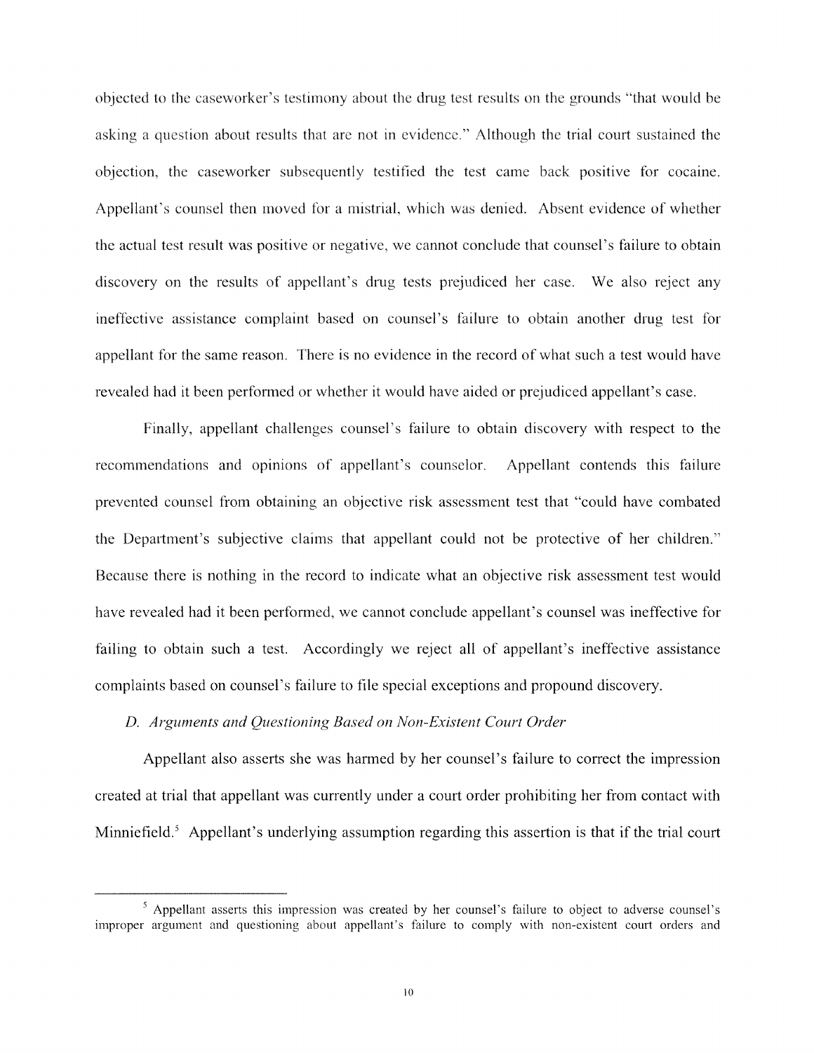objected to the caseworker's testimony about the drug test results on the grounds "that would be asking a question about results that are not in evidence." Although the trial court sustained the objection, the caseworker subsequently testified the test came back positive for cocaine. Appellant's counsel then moved for a mistrial, which was denied. Absent evidence of whether the actual test result was positive or negative, we cannot conclude that counsel's failure to obtain discovery on the results of appellant's drug tests prejudiced her case. We also reject any ineffective assistance complaint based on counsel's failure to obtain another drug test for appellant for the same reason. There is no evidence in the record of what such a test would have revealed had it been performed or whether it would have aided or prejudiced appellant's case.

Finally, appellant challenges counsel's failure to obtain discovery with respect to the recommendations and opinions of appellant's counselor. Appellant contends this failure prevented counsel from obtaining an objective risk assessment test that "could have combated the Department's subjective claims that appellant could not be protective of her children." Because there is nothing in the record to indicate what an objective risk assessment test would have revealed had it been performed, we cannot conclude appellant's counsel was ineffective for failing to obtain such a test. Accordingly we reject all of appellant's ineffective assistance complaints based on counsel's failure to file special exceptions and propound discovery.

*D. Arguments and Questioning Based on Non-Existent Court Order*

Appellant also asserts she was harmed by her counsel's failure to correct the impression created at trial that appellant was currently under a court order prohibiting her from contact with Minniefield.[5] Appellant's underlying assumption regarding this assertion is that if the trial court

[5] Appellant asserts this impression was created by her counsel's failure to object to adverse counsel's improper argument and questioning about appellant's failure to comply with non-existent court orders and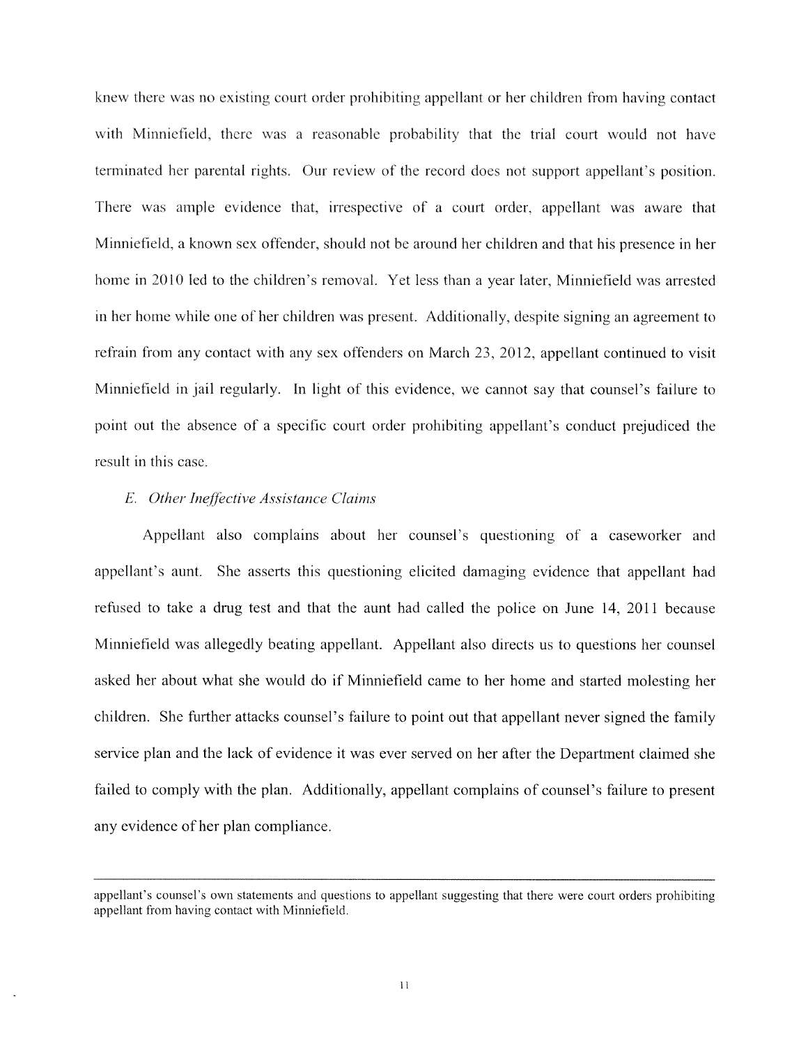knew there was no existing court order prohibiting appellant or her children from having contact with Minniefield, there was a reasonable probability that the trial court would not have terminated her parental rights. Our review of the record does not support appellant's position. There was ample evidence that, irrespective of a court order, appellant was aware that Minniefield, a known sex offender, should not be around her children and that his presence in her home in 2010 led to the children's removal. Yet less than a year later, Minniefield was arrested in her home while one of her children was present. Additionally, despite signing an agreement to refrain from any contact with any sex offenders on March 23, 2012, appellant continued to visit Minniefield in jail regularly. In light of this evidence, we cannot say that counsel's failure to point out the absence of a specific court order prohibiting appellant's conduct prejudiced the result in this case.

*E. Other Ineffective Assistance Claims*

Appellant also complains about her counsel's questioning of a caseworker and appellant's aunt. She asserts this questioning elicited damaging evidence that appellant had refused to take a drug test and that the aunt had called the police on June 14, 2011 because Minniefield was allegedly beating appellant. Appellant also directs us to questions her counsel asked her about what she would do if Minniefield came to her home and started molesting her children. She further attacks counsel's failure to point out that appellant never signed the family service plan and the lack of evidence it was ever served on her after the Department claimed she failed to comply with the plan. Additionally, appellant complains of counsel's failure to present any evidence of her plan compliance.

---

appellant's counsel's own statements and questions to appellant suggesting that there were court orders prohibiting appellant from having contact with Minniefield.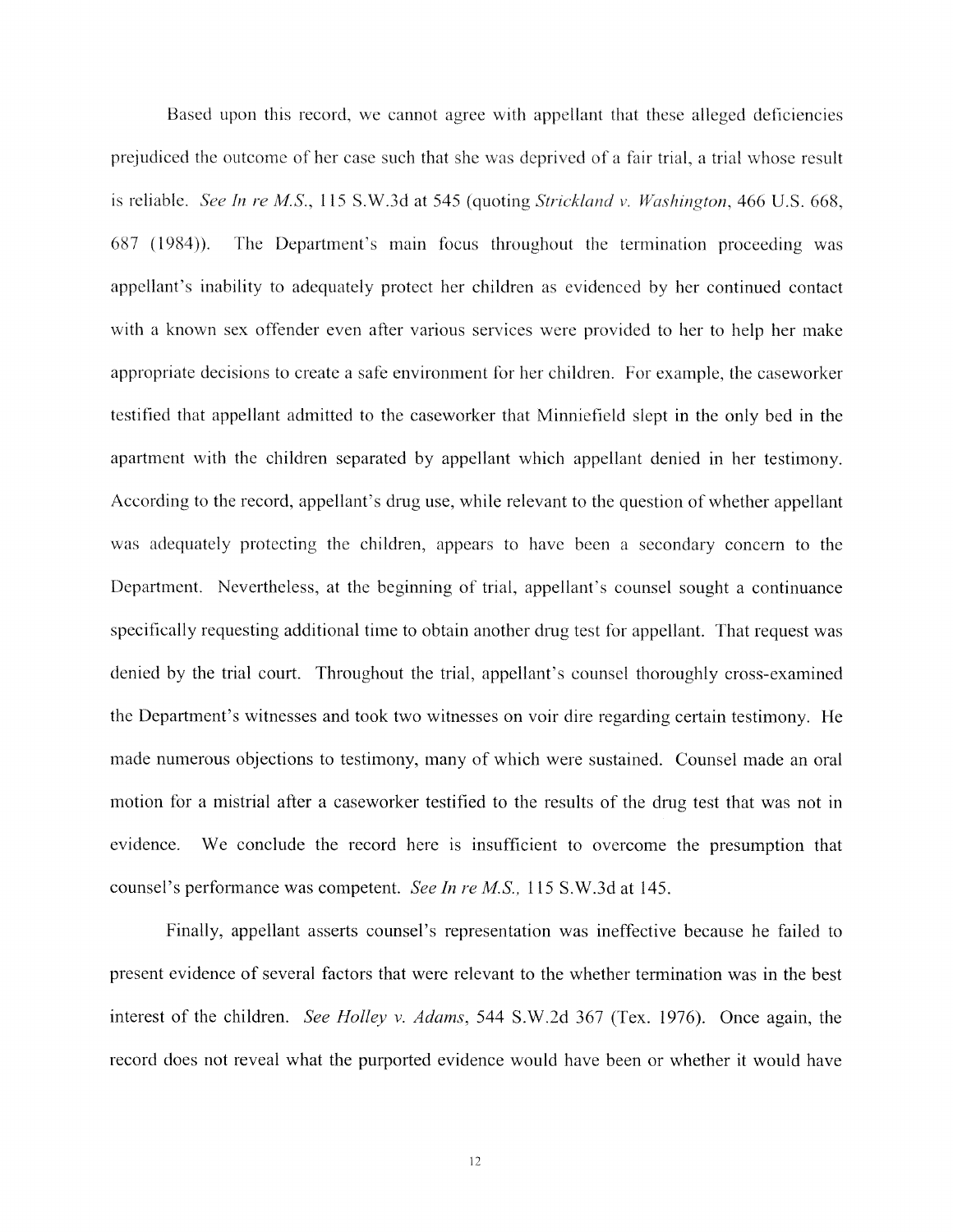Based upon this record, we cannot agree with appellant that these alleged deficiencies prejudiced the outcome of her case such that she was deprived of a fair trial, a trial whose result is reliable. *See In re M.S.*, 115 S.W.3d at 545 (quoting *Strickland v. Washington*, 466 U.S. 668, 687 (1984)). The Department's main focus throughout the termination proceeding was appellant's inability to adequately protect her children as evidenced by her continued contact with a known sex offender even after various services were provided to her to help her make appropriate decisions to create a safe environment for her children. For example, the caseworker testified that appellant admitted to the caseworker that Minniefield slept in the only bed in the apartment with the children separated by appellant which appellant denied in her testimony. According to the record, appellant's drug use, while relevant to the question of whether appellant was adequately protecting the children, appears to have been a secondary concern to the Department. Nevertheless, at the beginning of trial, appellant's counsel sought a continuance specifically requesting additional time to obtain another drug test for appellant. That request was denied by the trial court. Throughout the trial, appellant's counsel thoroughly cross-examined the Department's witnesses and took two witnesses on voir dire regarding certain testimony. He made numerous objections to testimony, many of which were sustained. Counsel made an oral motion for a mistrial after a caseworker testified to the results of the drug test that was not in evidence. We conclude the record here is insufficient to overcome the presumption that counsel's performance was competent. *See In re M.S.*, 115 S.W.3d at 145.

Finally, appellant asserts counsel's representation was ineffective because he failed to present evidence of several factors that were relevant to the whether termination was in the best interest of the children. *See Holley v. Adams*, 544 S.W.2d 367 (Tex. 1976). Once again, the record does not reveal what the purported evidence would have been or whether it would have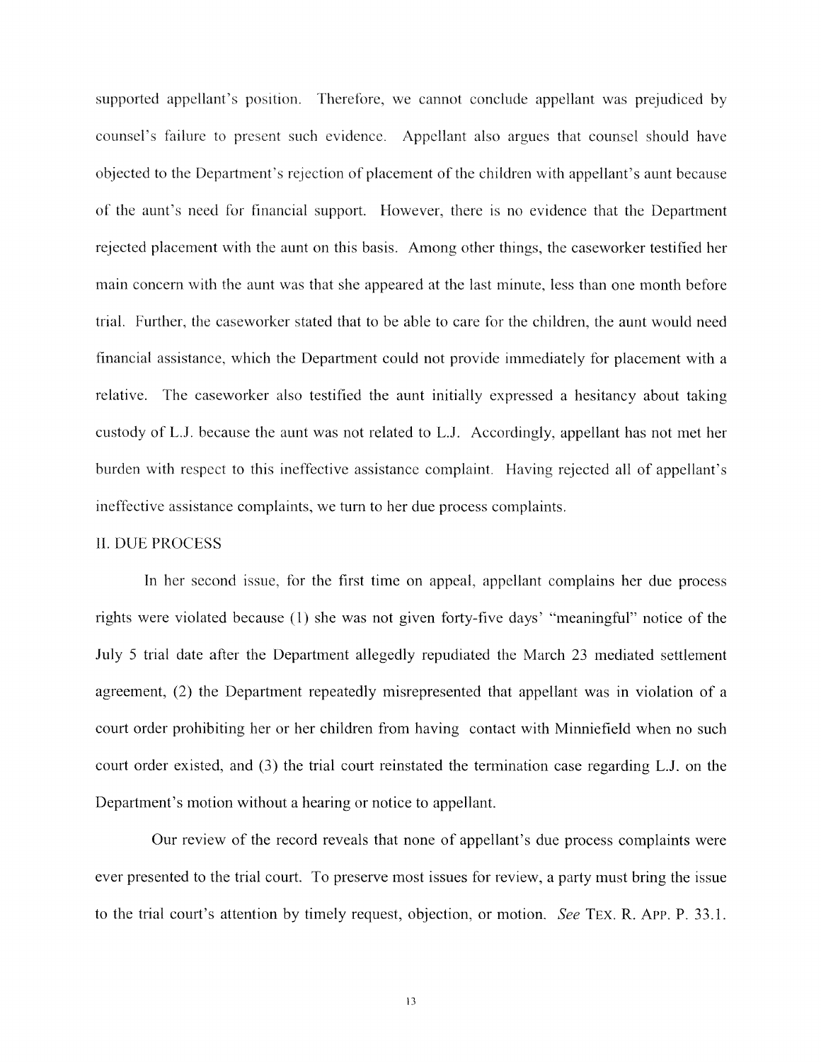supported appellant's position. Therefore, we cannot conclude appellant was prejudiced by counsel's failure to present such evidence. Appellant also argues that counsel should have objected to the Department's rejection of placement of the children with appellant's aunt because of the aunt's need for financial support. However, there is no evidence that the Department rejected placement with the aunt on this basis. Among other things, the caseworker testified her main concern with the aunt was that she appeared at the last minute, less than one month before trial. Further, the caseworker stated that to be able to care for the children, the aunt would need financial assistance, which the Department could not provide immediately for placement with a relative. The caseworker also testified the aunt initially expressed a hesitancy about taking custody of L.J. because the aunt was not related to L.J. Accordingly, appellant has not met her burden with respect to this ineffective assistance complaint. Having rejected all of appellant's ineffective assistance complaints, we turn to her due process complaints.

## II. DUE PROCESS

In her second issue, for the first time on appeal, appellant complains her due process rights were violated because (1) she was not given forty-five days' "meaningful" notice of the July 5 trial date after the Department allegedly repudiated the March 23 mediated settlement agreement, (2) the Department repeatedly misrepresented that appellant was in violation of a court order prohibiting her or her children from having contact with Minniefield when no such court order existed, and (3) the trial court reinstated the termination case regarding L.J. on the Department's motion without a hearing or notice to appellant.

Our review of the record reveals that none of appellant's due process complaints were ever presented to the trial court. To preserve most issues for review, a party must bring the issue to the trial court's attention by timely request, objection, or motion. *See* TEX. R. APP. P. 33.1.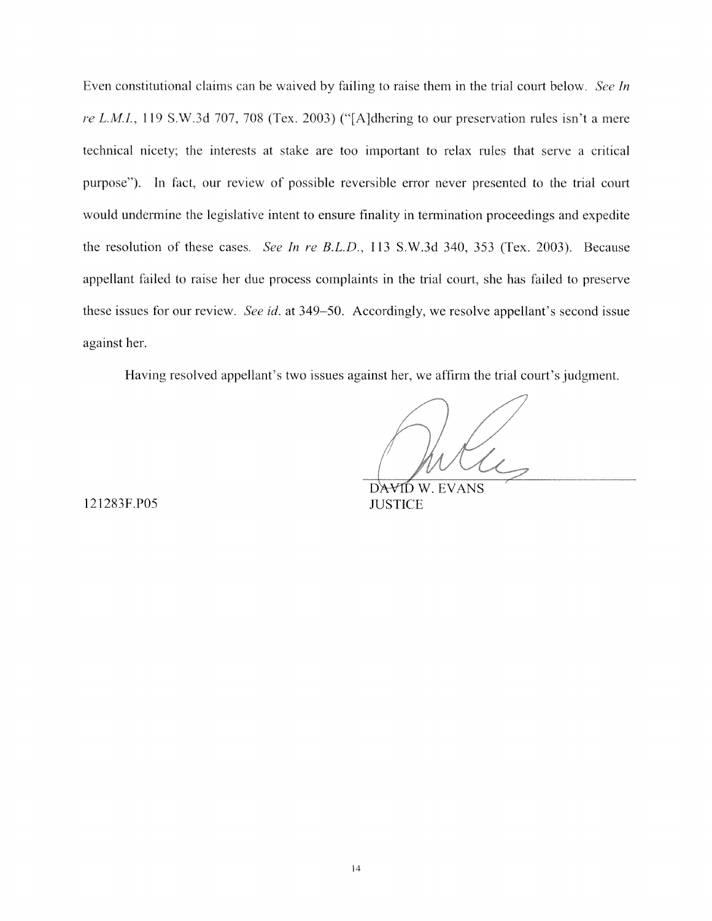Even constitutional claims can be waived by failing to raise them in the trial court below. *See In re L.M.I.*, 119 S.W.3d 707, 708 (Tex. 2003) ("[A]dhering to our preservation rules isn't a mere technical nicety; the interests at stake are too important to relax rules that serve a critical purpose"). In fact, our review of possible reversible error never presented to the trial court would undermine the legislative intent to ensure finality in termination proceedings and expedite the resolution of these cases. *See In re B.L.D.*, 113 S.W.3d 340, 353 (Tex. 2003). Because appellant failed to raise her due process complaints in the trial court, she has failed to preserve these issues for our review. *See id.* at 349–50. Accordingly, we resolve appellant's second issue against her.

Having resolved appellant's two issues against her, we affirm the trial court's judgment.

DAVID W. EVANS
JUSTICE

121283F.P05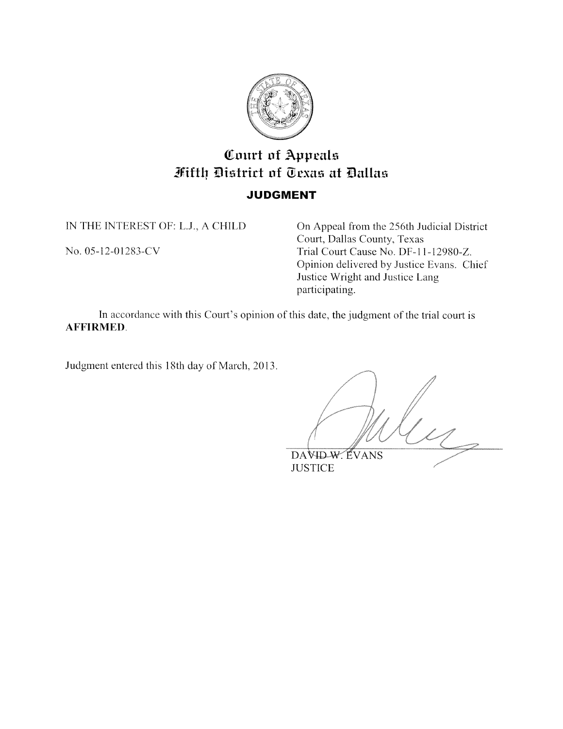# Court of Appeals
# Fifth District of Texas at Dallas

## JUDGMENT

IN THE INTEREST OF: L.J., A CHILD

No. 05-12-01283-CV

On Appeal from the 256th Judicial District Court, Dallas County, Texas
Trial Court Cause No. DF-11-12980-Z.
Opinion delivered by Justice Evans. Chief Justice Wright and Justice Lang participating.

In accordance with this Court's opinion of this date, the judgment of the trial court is **AFFIRMED**.

Judgment entered this 18th day of March, 2013.

DAVID W. EVANS
JUSTICE